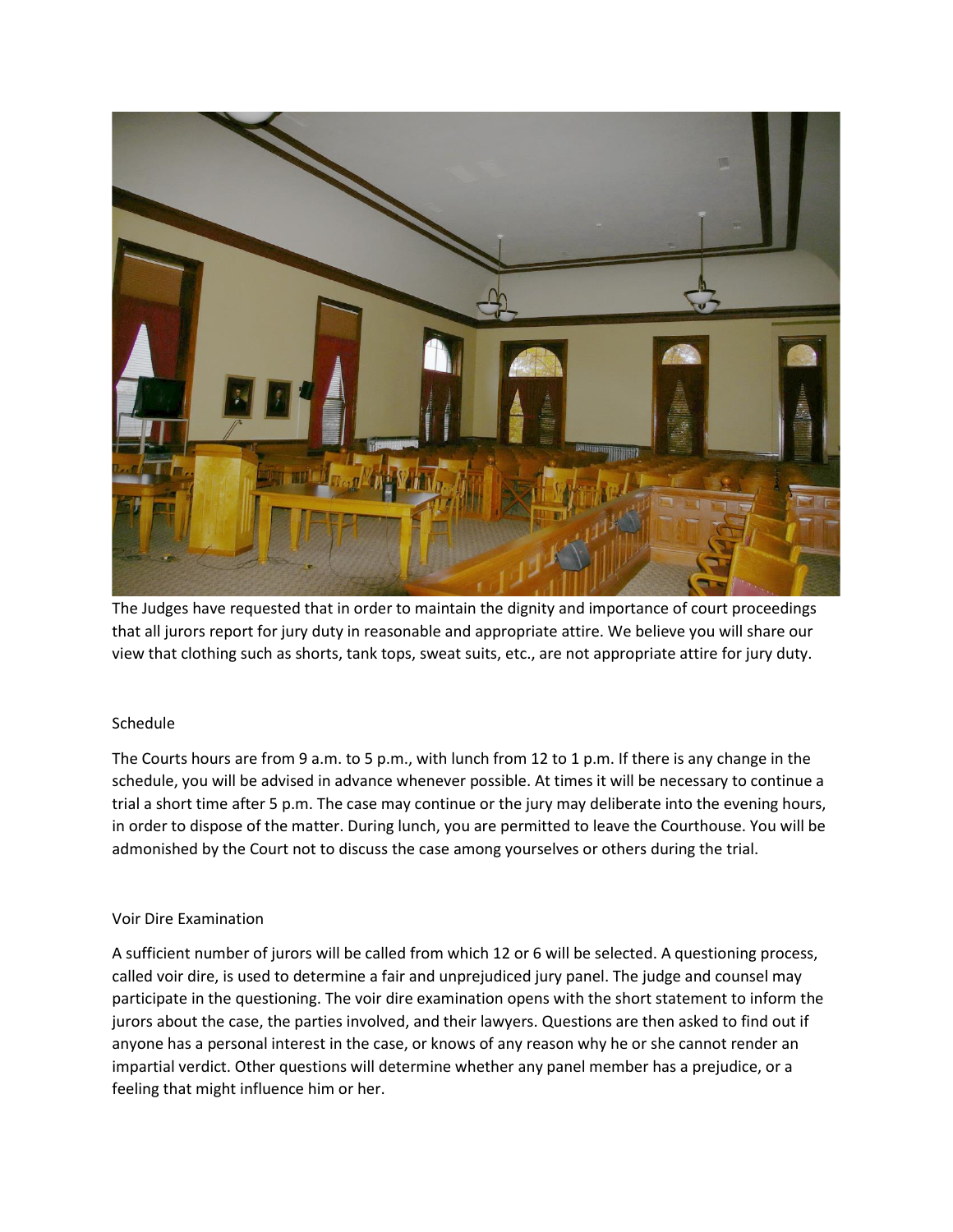The Judges have requested that in order to maintain the dignity and importance of court proceedings that all jurors report for jury duty in reasonable and appropriate attire. We believe you will share our view that clothing such as shorts, tank tops, sweat suits, etc., are not appropriate attire for jury duty.

## Schedule

The Courts hours are from 9 a.m. to 5 p.m., with lunch from 12 to 1 p.m. If there is any change in the schedule, you will be advised in advance whenever possible. At times it will be necessary to continue a trial a short time after 5 p.m. The case may continue or the jury may deliberate into the evening hours, in order to dispose of the matter. During lunch, you are permitted to leave the Courthouse. You will be admonished by the Court not to discuss the case among yourselves or others during the trial.

## Voir Dire Examination

A sufficient number of jurors will be called from which 12 or 6 will be selected. A questioning process, called voir dire, is used to determine a fair and unprejudiced jury panel. The judge and counsel may participate in the questioning. The voir dire examination opens with the short statement to inform the jurors about the case, the parties involved, and their lawyers. Questions are then asked to find out if anyone has a personal interest in the case, or knows of any reason why he or she cannot render an impartial verdict. Other questions will determine whether any panel member has a prejudice, or a feeling that might influence him or her.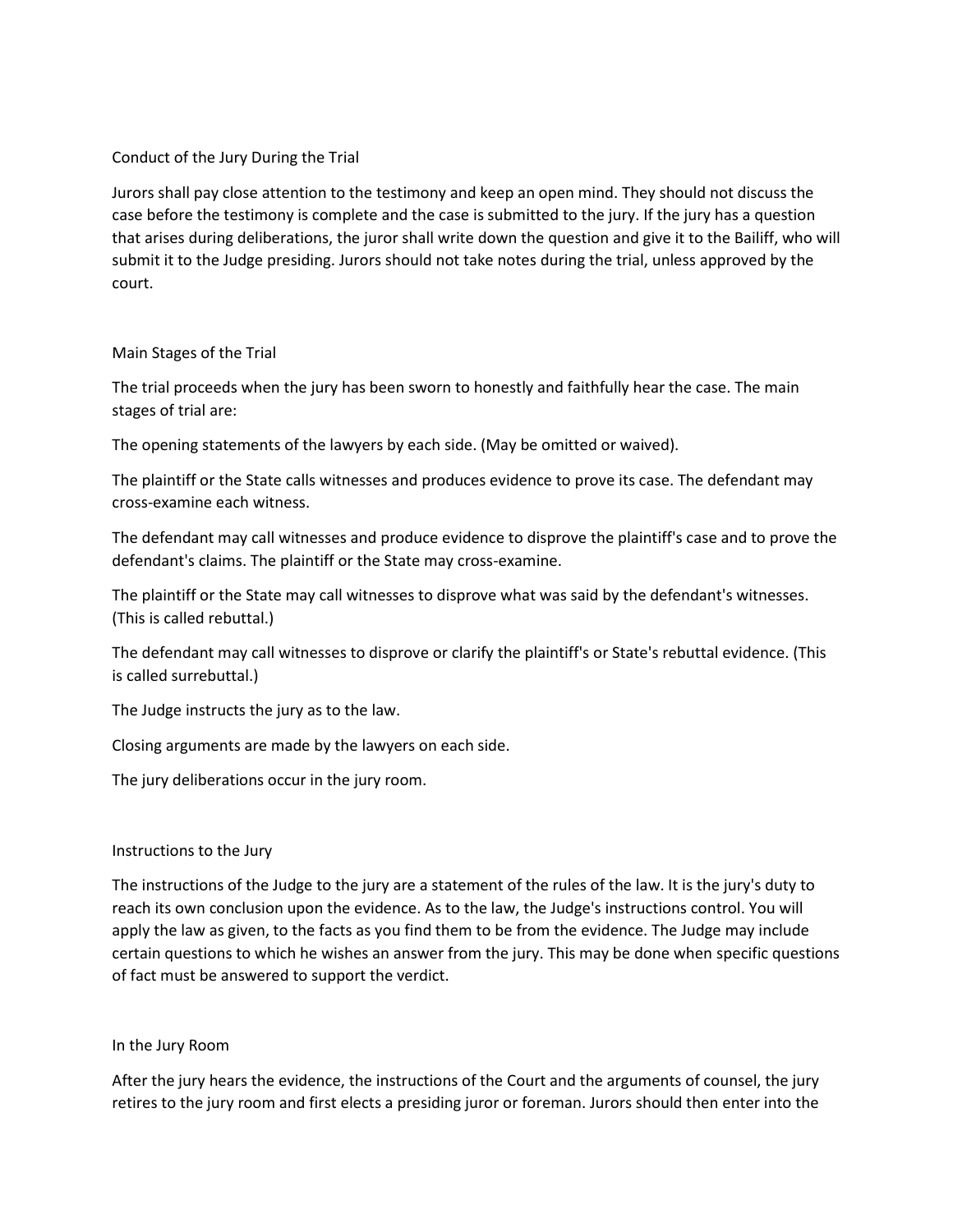## Conduct of the Jury During the Trial

Jurors shall pay close attention to the testimony and keep an open mind. They should not discuss the case before the testimony is complete and the case is submitted to the jury. If the jury has a question that arises during deliberations, the juror shall write down the question and give it to the Bailiff, who will submit it to the Judge presiding. Jurors should not take notes during the trial, unless approved by the court.

## Main Stages of the Trial

The trial proceeds when the jury has been sworn to honestly and faithfully hear the case. The main stages of trial are:

The opening statements of the lawyers by each side. (May be omitted or waived).

The plaintiff or the State calls witnesses and produces evidence to prove its case. The defendant may cross-examine each witness.

The defendant may call witnesses and produce evidence to disprove the plaintiff's case and to prove the defendant's claims. The plaintiff or the State may cross-examine.

The plaintiff or the State may call witnesses to disprove what was said by the defendant's witnesses. (This is called rebuttal.)

The defendant may call witnesses to disprove or clarify the plaintiff's or State's rebuttal evidence. (This is called surrebuttal.)

The Judge instructs the jury as to the law.

Closing arguments are made by the lawyers on each side.

The jury deliberations occur in the jury room.

## Instructions to the Jury

The instructions of the Judge to the jury are a statement of the rules of the law. It is the jury's duty to reach its own conclusion upon the evidence. As to the law, the Judge's instructions control. You will apply the law as given, to the facts as you find them to be from the evidence. The Judge may include certain questions to which he wishes an answer from the jury. This may be done when specific questions of fact must be answered to support the verdict.

## In the Jury Room

After the jury hears the evidence, the instructions of the Court and the arguments of counsel, the jury retires to the jury room and first elects a presiding juror or foreman. Jurors should then enter into the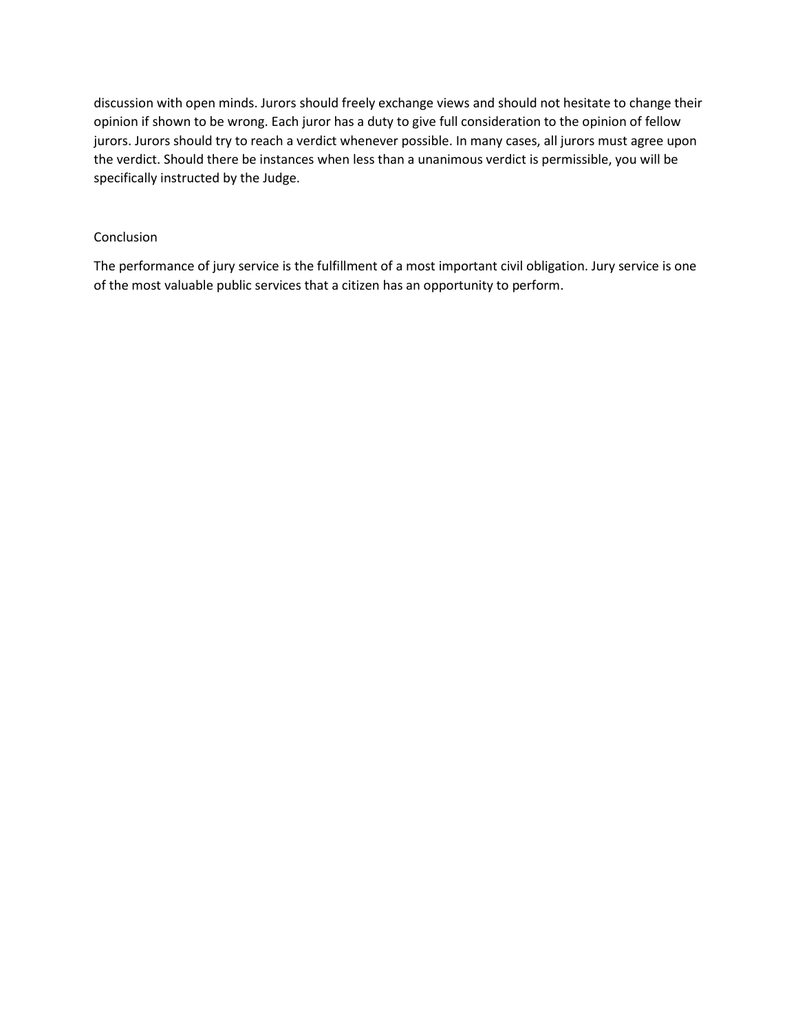discussion with open minds. Jurors should freely exchange views and should not hesitate to change their opinion if shown to be wrong. Each juror has a duty to give full consideration to the opinion of fellow jurors. Jurors should try to reach a verdict whenever possible. In many cases, all jurors must agree upon the verdict. Should there be instances when less than a unanimous verdict is permissible, you will be specifically instructed by the Judge.

## Conclusion

The performance of jury service is the fulfillment of a most important civil obligation. Jury service is one of the most valuable public services that a citizen has an opportunity to perform.